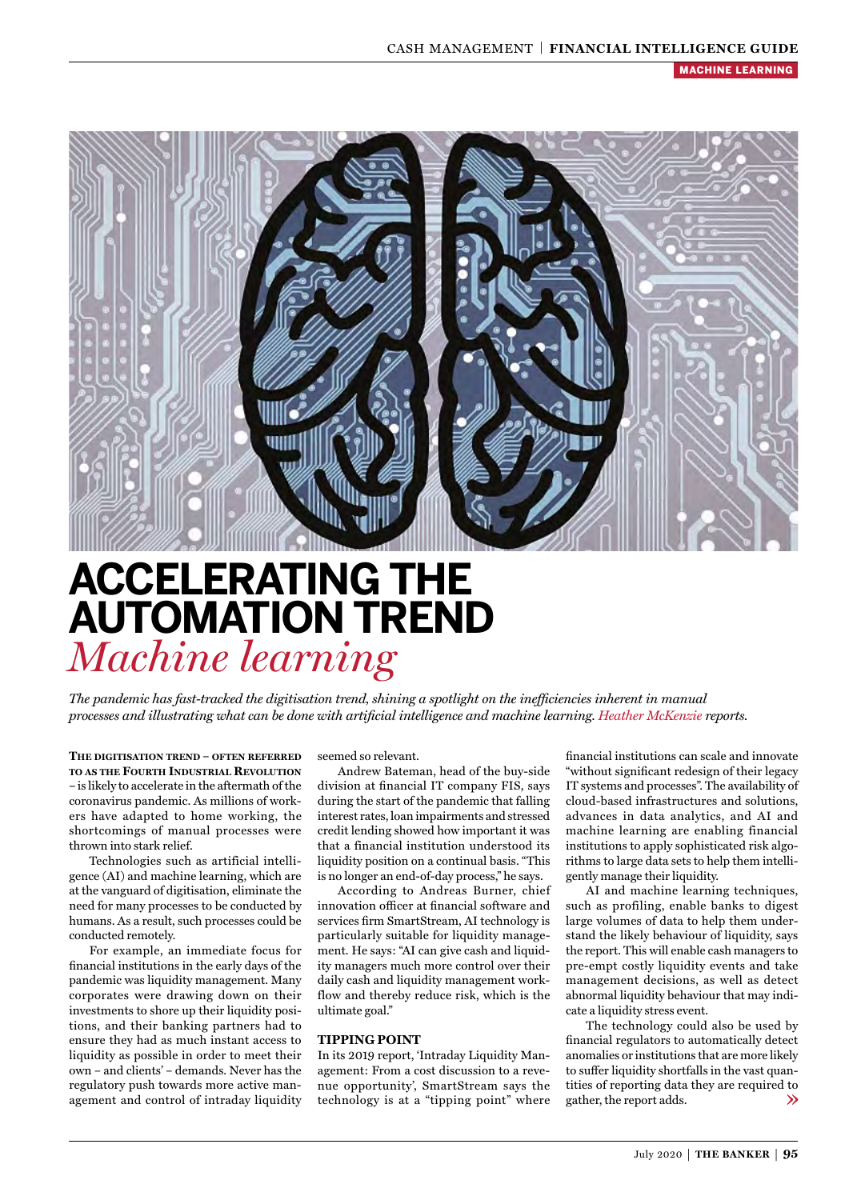# ACCELERATING THE AUTOMATION TREND

## *Machine learning*

*The pandemic has fast-tracked the digitisation trend, shining a spotlight on the inefficiencies inherent in manual processes and illustrating what can be done with artificial intelligence and machine learning. Heather McKenzie reports.*

**The digitisation trend – often referred to as the Fourth Industrial Revolution** – is likely to accelerate in the aftermath of the coronavirus pandemic. As millions of workers have adapted to home working, the shortcomings of manual processes were thrown into stark relief.

Technologies such as artificial intelligence (AI) and machine learning, which are at the vanguard of digitisation, eliminate the need for many processes to be conducted by humans. As a result, such processes could be conducted remotely.

For example, an immediate focus for financial institutions in the early days of the pandemic was liquidity management. Many corporates were drawing down on their investments to shore up their liquidity positions, and their banking partners had to ensure they had as much instant access to liquidity as possible in order to meet their own – and clients' – demands. Never has the regulatory push towards more active management and control of intraday liquidity seemed so relevant.

Andrew Bateman, head of the buy-side division at financial IT company FIS, says during the start of the pandemic that falling interest rates, loan impairments and stressed credit lending showed how important it was that a financial institution understood its liquidity position on a continual basis. "This is no longer an end-of-day process," he says.

According to Andreas Burner, chief innovation officer at financial software and services firm SmartStream, AI technology is particularly suitable for liquidity management. He says: "AI can give cash and liquidity managers much more control over their daily cash and liquidity management workflow and thereby reduce risk, which is the ultimate goal."

### TIPPING POINT

In its 2019 report, 'Intraday Liquidity Management: From a cost discussion to a revenue opportunity', SmartStream says the technology is at a "tipping point" where financial institutions can scale and innovate "without significant redesign of their legacy IT systems and processes". The availability of cloud-based infrastructures and solutions, advances in data analytics, and AI and machine learning are enabling financial institutions to apply sophisticated risk algorithms to large data sets to help them intelligently manage their liquidity.

AI and machine learning techniques, such as profiling, enable banks to digest large volumes of data to help them understand the likely behaviour of liquidity, says the report. This will enable cash managers to pre-empt costly liquidity events and take management decisions, as well as detect abnormal liquidity behaviour that may indicate a liquidity stress event.

The technology could also be used by financial regulators to automatically detect anomalies or institutions that are more likely to suffer liquidity shortfalls in the vast quantities of reporting data they are required to gather, the report adds.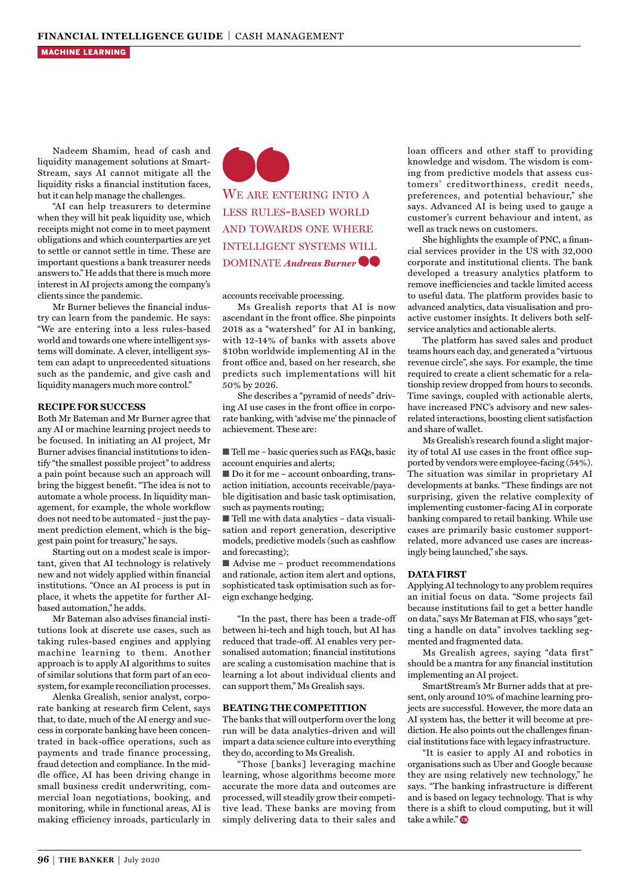Nadeem Shamim, head of cash and liquidity management solutions at SmartStream, says AI cannot mitigate all the liquidity risks a financial institution faces, but it can help manage the challenges.

"AI can help treasurers to determine when they will hit peak liquidity use, which receipts might not come in to meet payment obligations and which counterparties are yet to settle or cannot settle in time. These are important questions a bank treasurer needs answers to." He adds that there is much more interest in AI projects among the company's clients since the pandemic.

Mr Burner believes the financial industry can learn from the pandemic. He says: "We are entering into a less rules-based world and towards one where intelligent systems will dominate. A clever, intelligent system can adapt to unprecedented situations such as the pandemic, and give cash and liquidity managers much more control."

> WE ARE ENTERING INTO A LESS RULES-BASED WORLD AND TOWARDS ONE WHERE INTELLIGENT SYSTEMS WILL DOMINATE *Andreas Burner*

### RECIPE FOR SUCCESS

Both Mr Bateman and Mr Burner agree that any AI or machine learning project needs to be focused. In initiating an AI project, Mr Burner advises financial institutions to identify "the smallest possible project" to address a pain point because such an approach will bring the biggest benefit. "The idea is not to automate a whole process. In liquidity management, for example, the whole workflow does not need to be automated – just the payment prediction element, which is the biggest pain point for treasury," he says.

Starting out on a modest scale is important, given that AI technology is relatively new and not widely applied within financial institutions. "Once an AI process is put in place, it whets the appetite for further AI-based automation," he adds.

Mr Bateman also advises financial institutions look at discrete use cases, such as taking rules-based engines and applying machine learning to them. Another approach is to apply AI algorithms to suites of similar solutions that form part of an ecosystem, for example reconciliation processes.

Alenka Grealish, senior analyst, corporate banking at research firm Celent, says that, to date, much of the AI energy and success in corporate banking have been concentrated in back-office operations, such as payments and trade finance processing, fraud detection and compliance. In the middle office, AI has been driving change in small business credit underwriting, commercial loan negotiations, booking, and monitoring, while in functional areas, AI is making efficiency inroads, particularly in accounts receivable processing.

Ms Grealish reports that AI is now ascendant in the front office. She pinpoints 2018 as a "watershed" for AI in banking, with 12-14% of banks with assets above $10bn worldwide implementing AI in the front office and, based on her research, she predicts such implementations will hit 50% by 2026.

She describes a "pyramid of needs" driving AI use cases in the front office in corporate banking, with 'advise me' the pinnacle of achievement. These are:

- Tell me – basic queries such as FAQs, basic account enquiries and alerts;
- Do it for me – account onboarding, transaction initiation, accounts receivable/payable digitisation and basic task optimisation, such as payments routing;
- Tell me with data analytics – data visualisation and report generation, descriptive models, predictive models (such as cashflow and forecasting);
- Advise me – product recommendations and rationale, action item alert and options, sophisticated task optimisation such as foreign exchange hedging.

"In the past, there has been a trade-off between hi-tech and high touch, but AI has reduced that trade-off. AI enables very personalised automation; financial institutions are scaling a customisation machine that is learning a lot about individual clients and can support them," Ms Grealish says.

### BEATING THE COMPETITION

The banks that will outperform over the long run will be data analytics-driven and will impart a data science culture into everything they do, according to Ms Grealish.

"Those [banks] leveraging machine learning, whose algorithms become more accurate the more data and outcomes are processed, will steadily grow their competitive lead. These banks are moving from simply delivering data to their sales and loan officers and other staff to providing knowledge and wisdom. The wisdom is coming from predictive models that assess customers' creditworthiness, credit needs, preferences, and potential behaviour," she says. Advanced AI is being used to gauge a customer's current behaviour and intent, as well as track news on customers.

She highlights the example of PNC, a financial services provider in the US with 32,000 corporate and institutional clients. The bank developed a treasury analytics platform to remove inefficiencies and tackle limited access to useful data. The platform provides basic to advanced analytics, data visualisation and proactive customer insights. It delivers both self-service analytics and actionable alerts.

The platform has saved sales and product teams hours each day, and generated a "virtuous revenue circle", she says. For example, the time required to create a client schematic for a relationship review dropped from hours to seconds. Time savings, coupled with actionable alerts, have increased PNC's advisory and new sales-related interactions, boosting client satisfaction and share of wallet.

Ms Grealish's research found a slight majority of total AI use cases in the front office supported by vendors were employee-facing (54%). The situation was similar in proprietary AI developments at banks. "These findings are not surprising, given the relative complexity of implementing customer-facing AI in corporate banking compared to retail banking. While use cases are primarily basic customer support-related, more advanced use cases are increasingly being launched," she says.

### DATA FIRST

Applying AI technology to any problem requires an initial focus on data. "Some projects fail because institutions fail to get a better handle on data," says Mr Bateman at FIS, who says "getting a handle on data" involves tackling segmented and fragmented data.

Ms Grealish agrees, saying "data first" should be a mantra for any financial institution implementing an AI project.

SmartStream's Mr Burner adds that at present, only around 10% of machine learning projects are successful. However, the more data an AI system has, the better it will become at prediction. He also points out the challenges financial institutions face with legacy infrastructure.

"It is easier to apply AI and robotics in organisations such as Uber and Google because they are using relatively new technology," he says. "The banking infrastructure is different and is based on legacy technology. That is why there is a shift to cloud computing, but it will take a while."